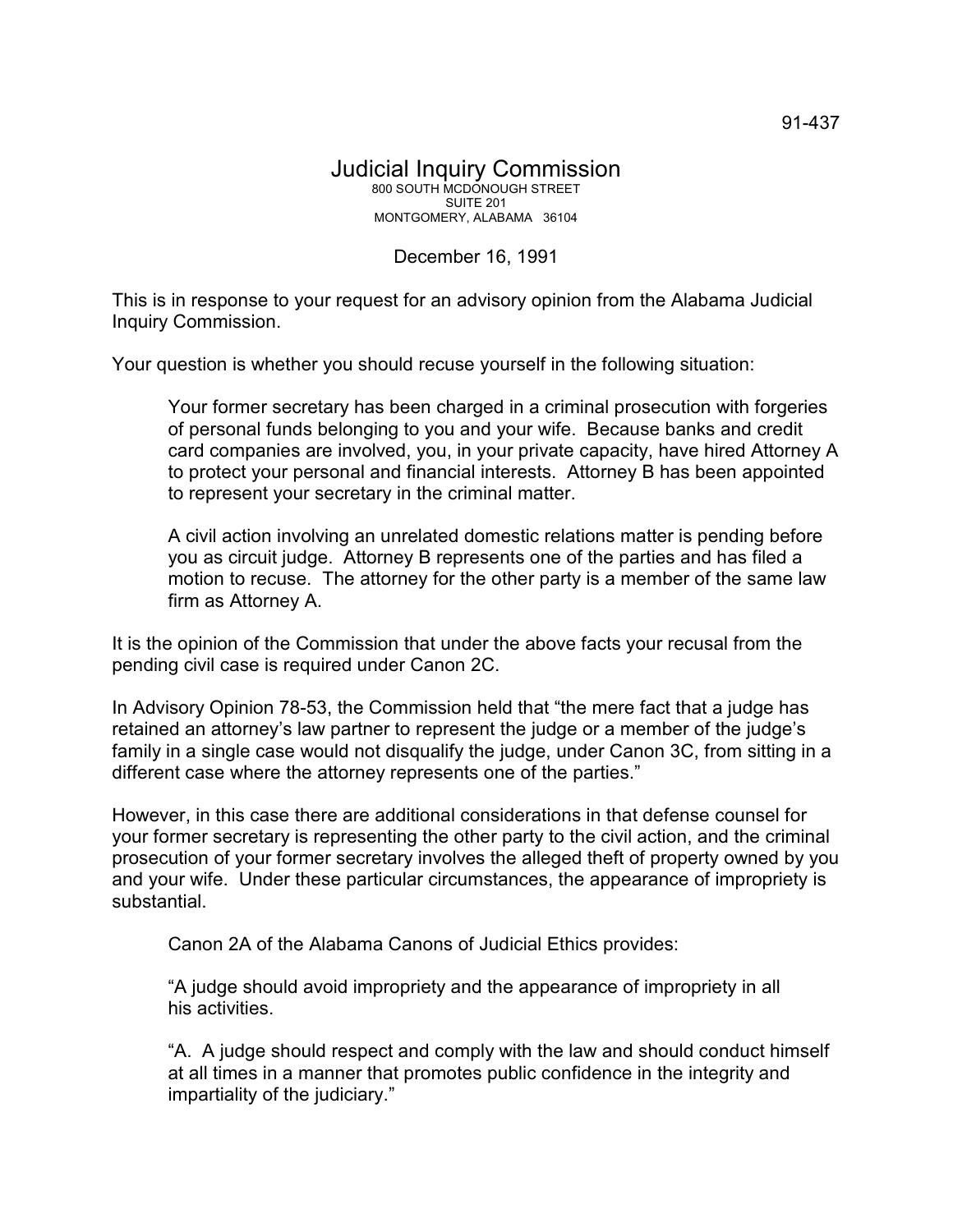91-437

# Judicial Inquiry Commission

800 SOUTH MCDONOUGH STREET
SUITE 201
MONTGOMERY, ALABAMA 36104

December 16, 1991

This is in response to your request for an advisory opinion from the Alabama Judicial Inquiry Commission.

Your question is whether you should recuse yourself in the following situation:

> Your former secretary has been charged in a criminal prosecution with forgeries of personal funds belonging to you and your wife. Because banks and credit card companies are involved, you, in your private capacity, have hired Attorney A to protect your personal and financial interests. Attorney B has been appointed to represent your secretary in the criminal matter.
>
> A civil action involving an unrelated domestic relations matter is pending before you as circuit judge. Attorney B represents one of the parties and has filed a motion to recuse. The attorney for the other party is a member of the same law firm as Attorney A.

It is the opinion of the Commission that under the above facts your recusal from the pending civil case is required under Canon 2C.

In Advisory Opinion 78-53, the Commission held that "the mere fact that a judge has retained an attorney's law partner to represent the judge or a member of the judge's family in a single case would not disqualify the judge, under Canon 3C, from sitting in a different case where the attorney represents one of the parties."

However, in this case there are additional considerations in that defense counsel for your former secretary is representing the other party to the civil action, and the criminal prosecution of your former secretary involves the alleged theft of property owned by you and your wife. Under these particular circumstances, the appearance of impropriety is substantial.

> Canon 2A of the Alabama Canons of Judicial Ethics provides:
>
> "A judge should avoid impropriety and the appearance of impropriety in all his activities.
>
> "A. A judge should respect and comply with the law and should conduct himself at all times in a manner that promotes public confidence in the integrity and impartiality of the judiciary."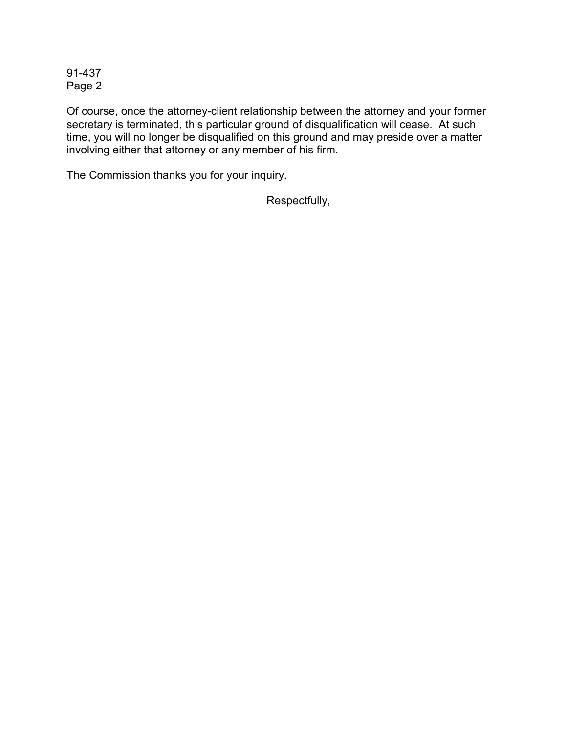Of course, once the attorney-client relationship between the attorney and your former secretary is terminated, this particular ground of disqualification will cease. At such time, you will no longer be disqualified on this ground and may preside over a matter involving either that attorney or any member of his firm.

The Commission thanks you for your inquiry.

Respectfully,